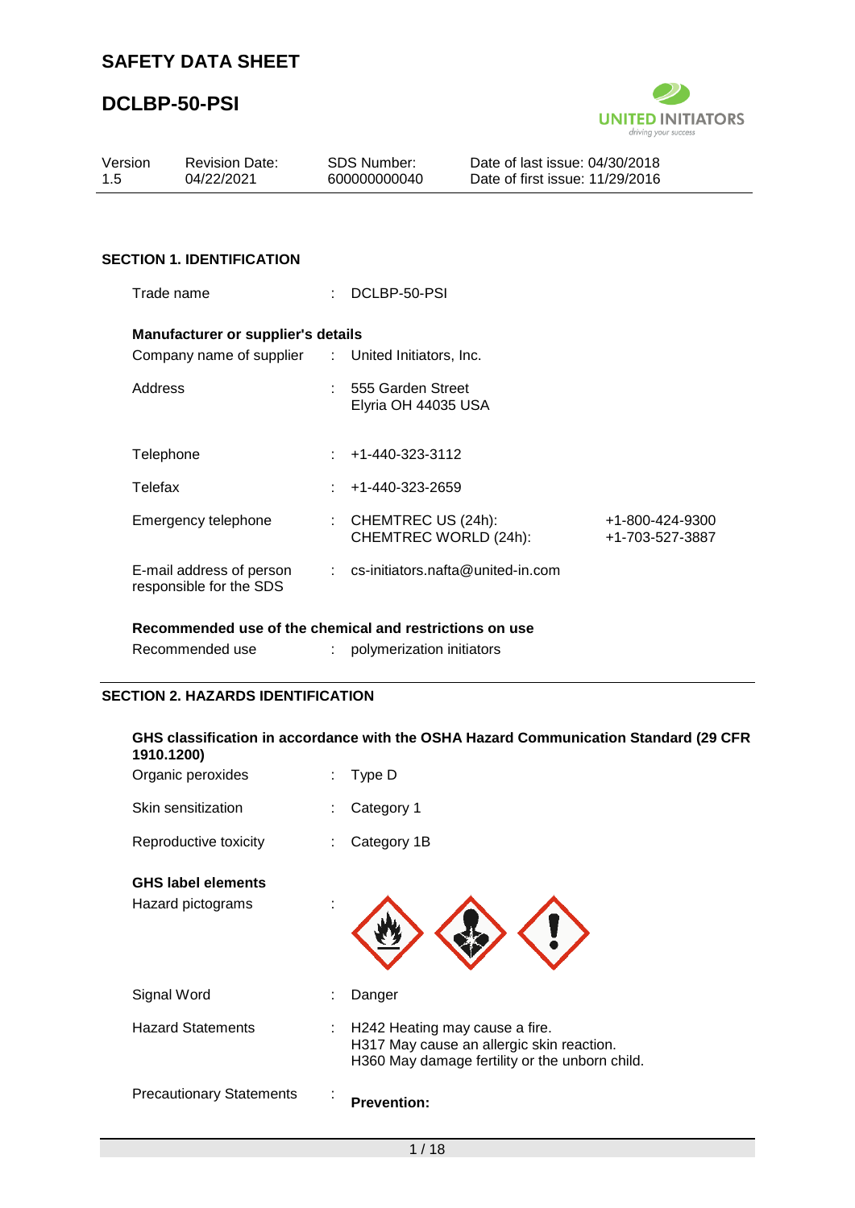# SAFETY DATA SHEET

# DCLBP-50-PSI

| Version | Revision Date: | SDS Number: | Date of last issue: 04/30/2018 |
|---|---|---|---|
| 1.5 | 04/22/2021 | 600000000040 | Date of first issue: 11/29/2016 |

## SECTION 1. IDENTIFICATION

Trade name : DCLBP-50-PSI

**Manufacturer or supplier's details**

Company name of supplier : United Initiators, Inc.

Address : 555 Garden Street
Elyria OH 44035 USA

Telephone : +1-440-323-3112

Telefax : +1-440-323-2659

Emergency telephone : CHEMTREC US (24h): +1-800-424-9300
CHEMTREC WORLD (24h): +1-703-527-3887

E-mail address of person responsible for the SDS : cs-initiators.nafta@united-in.com

**Recommended use of the chemical and restrictions on use**

Recommended use : polymerization initiators

## SECTION 2. HAZARDS IDENTIFICATION

**GHS classification in accordance with the OSHA Hazard Communication Standard (29 CFR 1910.1200)**

Organic peroxides : Type D

Skin sensitization : Category 1

Reproductive toxicity : Category 1B

**GHS label elements**

Hazard pictograms :

Signal Word : Danger

Hazard Statements : H242 Heating may cause a fire.
H317 May cause an allergic skin reaction.
H360 May damage fertility or the unborn child.

Precautionary Statements : **Prevention:**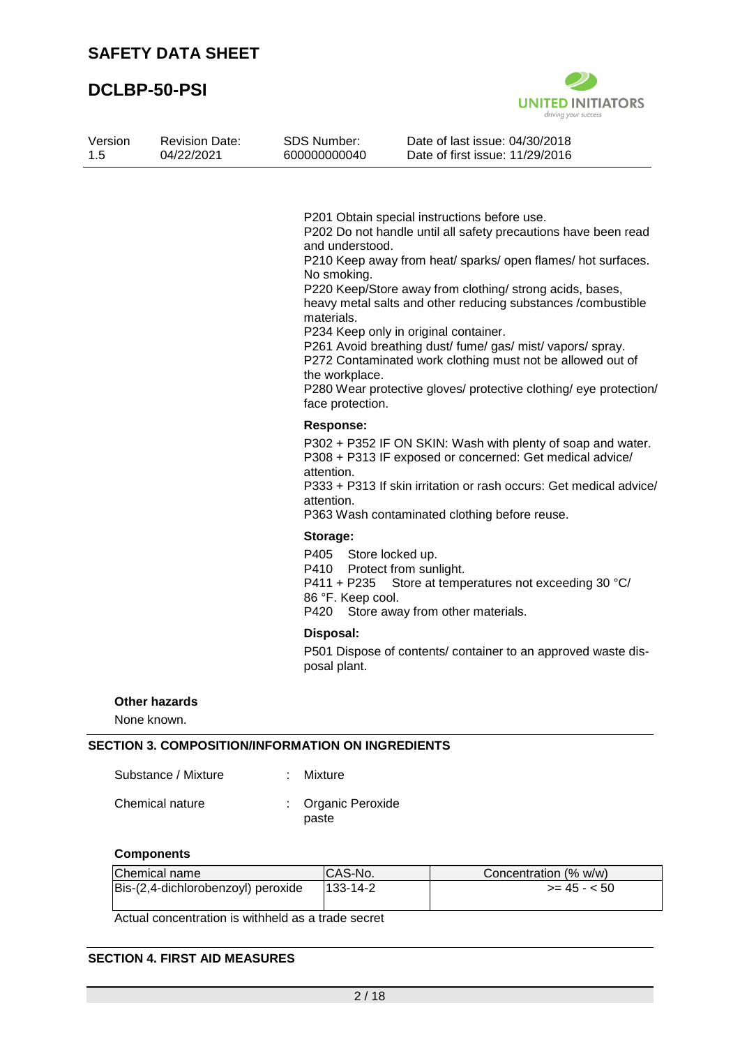P201 Obtain special instructions before use.
P202 Do not handle until all safety precautions have been read and understood.
P210 Keep away from heat/ sparks/ open flames/ hot surfaces. No smoking.
P220 Keep/Store away from clothing/ strong acids, bases, heavy metal salts and other reducing substances /combustible materials.
P234 Keep only in original container.
P261 Avoid breathing dust/ fume/ gas/ mist/ vapors/ spray.
P272 Contaminated work clothing must not be allowed out of the workplace.
P280 Wear protective gloves/ protective clothing/ eye protection/ face protection.

**Response:**

P302 + P352 IF ON SKIN: Wash with plenty of soap and water.
P308 + P313 IF exposed or concerned: Get medical advice/ attention.
P333 + P313 If skin irritation or rash occurs: Get medical advice/ attention.
P363 Wash contaminated clothing before reuse.

**Storage:**

P405 Store locked up.
P410 Protect from sunlight.
P411 + P235 Store at temperatures not exceeding 30 °C/ 86 °F. Keep cool.
P420 Store away from other materials.

**Disposal:**

P501 Dispose of contents/ container to an approved waste disposal plant.

**Other hazards**

None known.

## SECTION 3. COMPOSITION/INFORMATION ON INGREDIENTS

Substance / Mixture : Mixture

Chemical nature : Organic Peroxide paste

**Components**

| Chemical name | CAS-No. | Concentration (% w/w) |
|---|---|---|
| Bis-(2,4-dichlorobenzoyl) peroxide | 133-14-2 | >= 45 - < 50 |

Actual concentration is withheld as a trade secret

## SECTION 4. FIRST AID MEASURES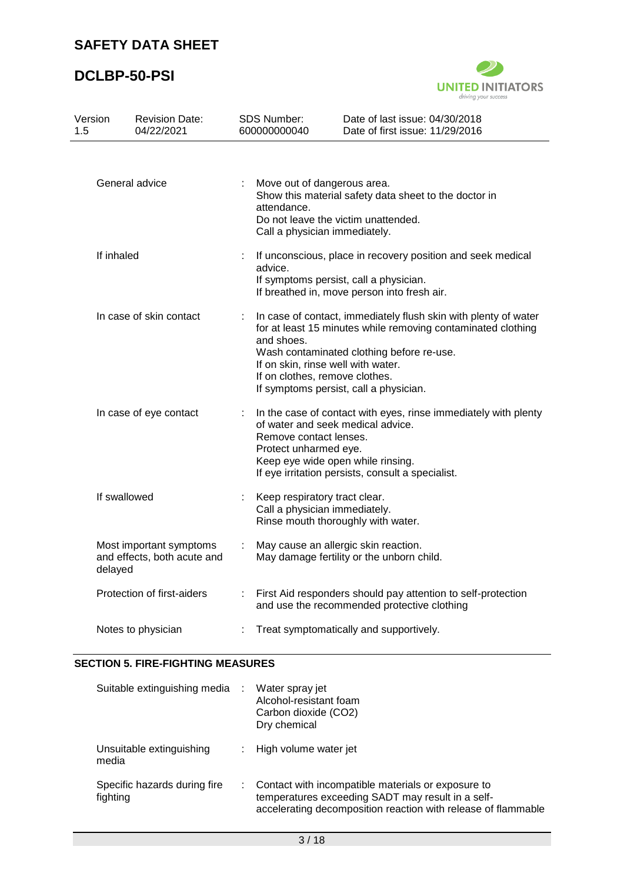| | | |
|---|---|---|
| General advice | : | Move out of dangerous area.<br>Show this material safety data sheet to the doctor in attendance.<br>Do not leave the victim unattended.<br>Call a physician immediately. |
| If inhaled | : | If unconscious, place in recovery position and seek medical advice.<br>If symptoms persist, call a physician.<br>If breathed in, move person into fresh air. |
| In case of skin contact | : | In case of contact, immediately flush skin with plenty of water for at least 15 minutes while removing contaminated clothing and shoes.<br>Wash contaminated clothing before re-use.<br>If on skin, rinse well with water.<br>If on clothes, remove clothes.<br>If symptoms persist, call a physician. |
| In case of eye contact | : | In the case of contact with eyes, rinse immediately with plenty of water and seek medical advice.<br>Remove contact lenses.<br>Protect unharmed eye.<br>Keep eye wide open while rinsing.<br>If eye irritation persists, consult a specialist. |
| If swallowed | : | Keep respiratory tract clear.<br>Call a physician immediately.<br>Rinse mouth thoroughly with water. |
| Most important symptoms and effects, both acute and delayed | : | May cause an allergic skin reaction.<br>May damage fertility or the unborn child. |
| Protection of first-aiders | : | First Aid responders should pay attention to self-protection and use the recommended protective clothing |
| Notes to physician | : | Treat symptomatically and supportively. |

## SECTION 5. FIRE-FIGHTING MEASURES

| | | |
|---|---|---|
| Suitable extinguishing media | : | Water spray jet<br>Alcohol-resistant foam<br>Carbon dioxide ($CO_2$)<br>Dry chemical |
| Unsuitable extinguishing media | : | High volume water jet |
| Specific hazards during fire fighting | : | Contact with incompatible materials or exposure to temperatures exceeding SADT may result in a self-accelerating decomposition reaction with release of flammable |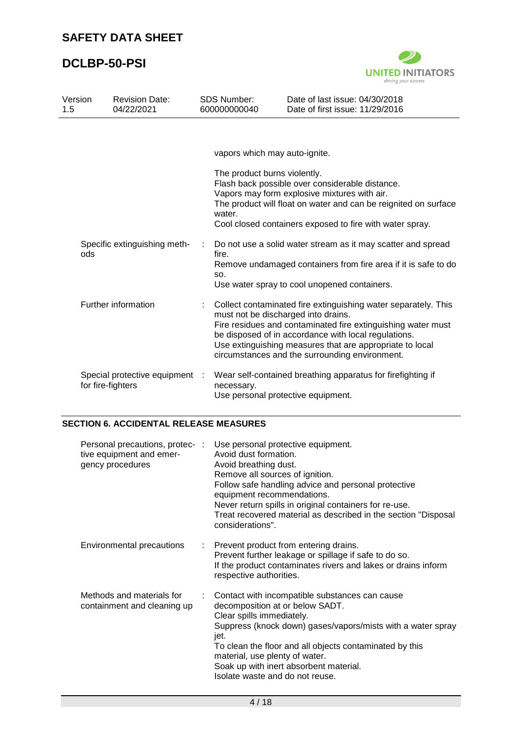vapors which may auto-ignite.

The product burns violently.
Flash back possible over considerable distance.
Vapors may form explosive mixtures with air.
The product will float on water and can be reignited on surface water.
Cool closed containers exposed to fire with water spray.

| | |
|---|---|
| Specific extinguishing methods | : Do not use a solid water stream as it may scatter and spread fire.<br>Remove undamaged containers from fire area if it is safe to do so.<br>Use water spray to cool unopened containers. |
| Further information | : Collect contaminated fire extinguishing water separately. This must not be discharged into drains.<br>Fire residues and contaminated fire extinguishing water must be disposed of in accordance with local regulations.<br>Use extinguishing measures that are appropriate to local circumstances and the surrounding environment. |
| Special protective equipment for fire-fighters | : Wear self-contained breathing apparatus for firefighting if necessary.<br>Use personal protective equipment. |

## SECTION 6. ACCIDENTAL RELEASE MEASURES

| | |
|---|---|
| Personal precautions, protective equipment and emergency procedures | : Use personal protective equipment.<br>Avoid dust formation.<br>Avoid breathing dust.<br>Remove all sources of ignition.<br>Follow safe handling advice and personal protective equipment recommendations.<br>Never return spills in original containers for re-use.<br>Treat recovered material as described in the section "Disposal considerations". |
| Environmental precautions | : Prevent product from entering drains.<br>Prevent further leakage or spillage if safe to do so.<br>If the product contaminates rivers and lakes or drains inform respective authorities. |
| Methods and materials for containment and cleaning up | : Contact with incompatible substances can cause decomposition at or below SADT.<br>Clear spills immediately.<br>Suppress (knock down) gases/vapors/mists with a water spray jet.<br>To clean the floor and all objects contaminated by this material, use plenty of water.<br>Soak up with inert absorbent material.<br>Isolate waste and do not reuse. |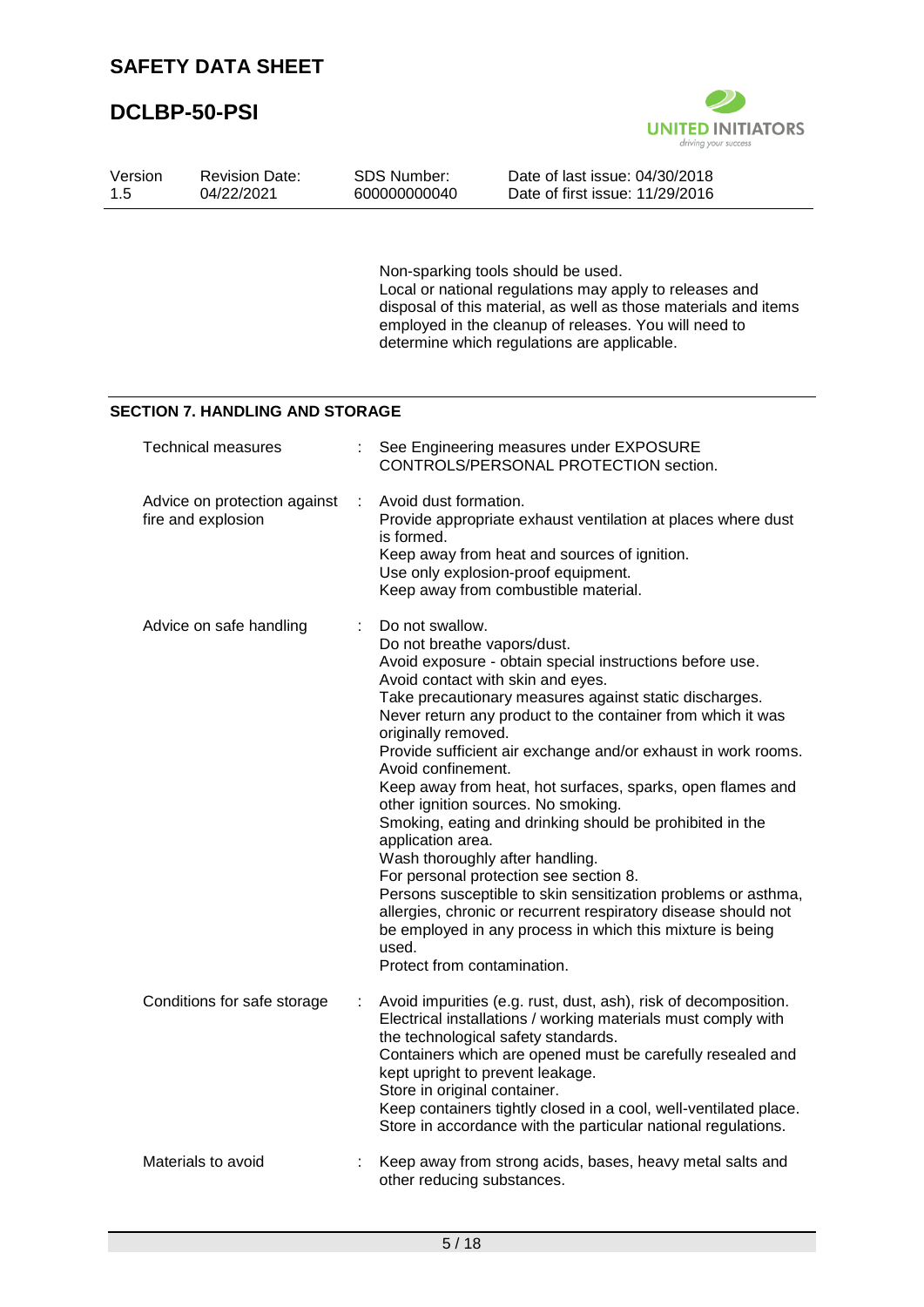Non-sparking tools should be used.
Local or national regulations may apply to releases and disposal of this material, as well as those materials and items employed in the cleanup of releases. You will need to determine which regulations are applicable.

## SECTION 7. HANDLING AND STORAGE

| | |
|---|---|
| Technical measures | : See Engineering measures under EXPOSURE CONTROLS/PERSONAL PROTECTION section. |
| Advice on protection against fire and explosion | : Avoid dust formation.<br>Provide appropriate exhaust ventilation at places where dust is formed.<br>Keep away from heat and sources of ignition.<br>Use only explosion-proof equipment.<br>Keep away from combustible material. |
| Advice on safe handling | : Do not swallow.<br>Do not breathe vapors/dust.<br>Avoid exposure - obtain special instructions before use.<br>Avoid contact with skin and eyes.<br>Take precautionary measures against static discharges.<br>Never return any product to the container from which it was originally removed.<br>Provide sufficient air exchange and/or exhaust in work rooms.<br>Avoid confinement.<br>Keep away from heat, hot surfaces, sparks, open flames and other ignition sources. No smoking.<br>Smoking, eating and drinking should be prohibited in the application area.<br>Wash thoroughly after handling.<br>For personal protection see section 8.<br>Persons susceptible to skin sensitization problems or asthma, allergies, chronic or recurrent respiratory disease should not be employed in any process in which this mixture is being used.<br>Protect from contamination. |
| Conditions for safe storage | : Avoid impurities (e.g. rust, dust, ash), risk of decomposition.<br>Electrical installations / working materials must comply with the technological safety standards.<br>Containers which are opened must be carefully resealed and kept upright to prevent leakage.<br>Store in original container.<br>Keep containers tightly closed in a cool, well-ventilated place.<br>Store in accordance with the particular national regulations. |
| Materials to avoid | : Keep away from strong acids, bases, heavy metal salts and other reducing substances. |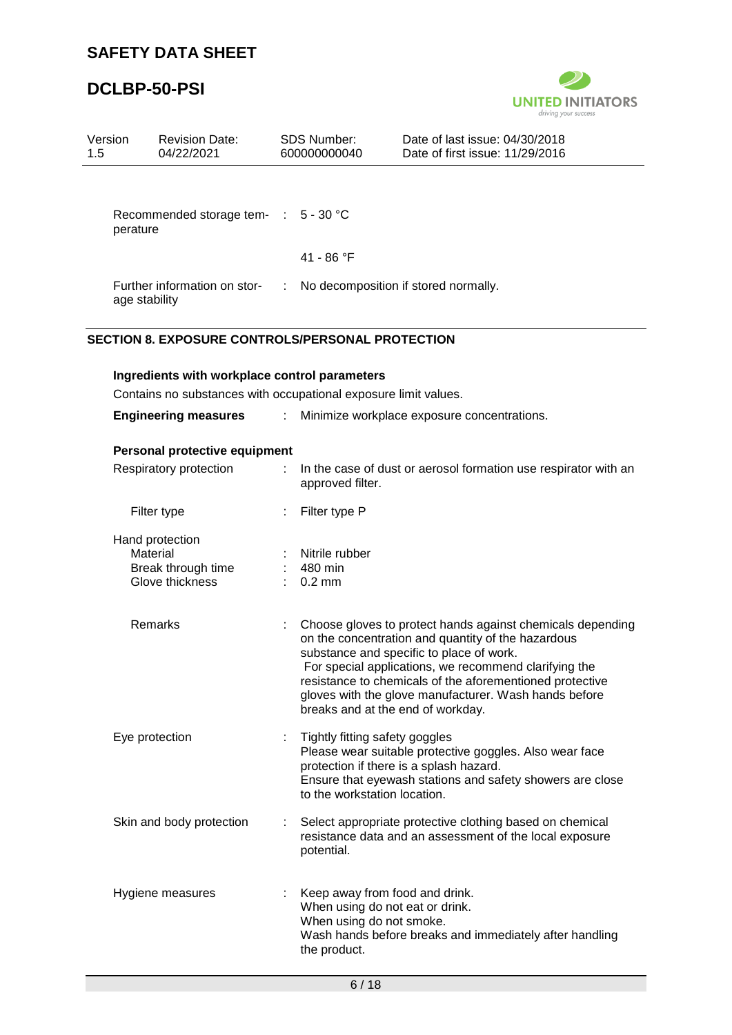| | | |
|---|---|---|
| Recommended storage temperature | : | 5 - 30 °C |
| | | 41 - 86 °F |
| Further information on storage stability | : | No decomposition if stored normally. |

## SECTION 8. EXPOSURE CONTROLS/PERSONAL PROTECTION

**Ingredients with workplace control parameters**

Contains no substances with occupational exposure limit values.

**Engineering measures** : Minimize workplace exposure concentrations.

**Personal protective equipment**

| | | |
|---|---|---|
| Respiratory protection | : | In the case of dust or aerosol formation use respirator with an approved filter. |
| Filter type | : | Filter type P |
| Hand protection | | |
| Material | : | Nitrile rubber |
| Break through time | : | 480 min |
| Glove thickness | : | 0.2 mm |
| Remarks | : | Choose gloves to protect hands against chemicals depending on the concentration and quantity of the hazardous substance and specific to place of work. For special applications, we recommend clarifying the resistance to chemicals of the aforementioned protective gloves with the glove manufacturer. Wash hands before breaks and at the end of workday. |
| Eye protection | : | Tightly fitting safety goggles<br>Please wear suitable protective goggles. Also wear face protection if there is a splash hazard.<br>Ensure that eyewash stations and safety showers are close to the workstation location. |
| Skin and body protection | : | Select appropriate protective clothing based on chemical resistance data and an assessment of the local exposure potential. |
| Hygiene measures | : | Keep away from food and drink.<br>When using do not eat or drink.<br>When using do not smoke.<br>Wash hands before breaks and immediately after handling the product. |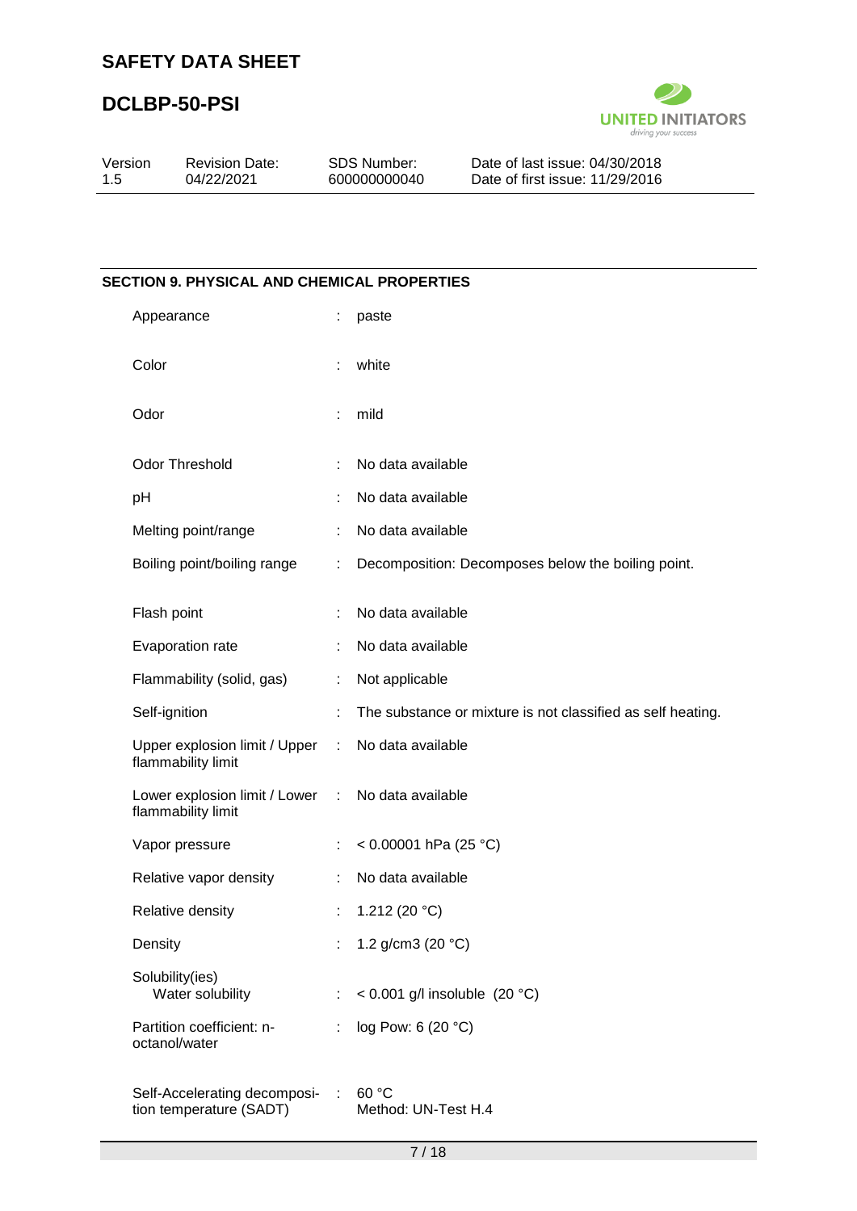## SECTION 9. PHYSICAL AND CHEMICAL PROPERTIES

| Property | | Value |
|---|---|---|
| Appearance | : | paste |
| Color | : | white |
| Odor | : | mild |
| Odor Threshold | : | No data available |
| pH | : | No data available |
| Melting point/range | : | No data available |
| Boiling point/boiling range | : | Decomposition: Decomposes below the boiling point. |
| Flash point | : | No data available |
| Evaporation rate | : | No data available |
| Flammability (solid, gas) | : | Not applicable |
| Self-ignition | : | The substance or mixture is not classified as self heating. |
| Upper explosion limit / Upper flammability limit | : | No data available |
| Lower explosion limit / Lower flammability limit | : | No data available |
| Vapor pressure | : | < 0.00001 hPa (25 °C) |
| Relative vapor density | : | No data available |
| Relative density | : | 1.212 (20 °C) |
| Density | : | 1.2 g/cm3 (20 °C) |
| Solubility(ies)<br>Water solubility | : | < 0.001 g/l insoluble (20 °C) |
| Partition coefficient: n-octanol/water | : | log Pow: 6 (20 °C) |
| Self-Accelerating decomposition temperature (SADT) | : | 60 °C<br>Method: UN-Test H.4 |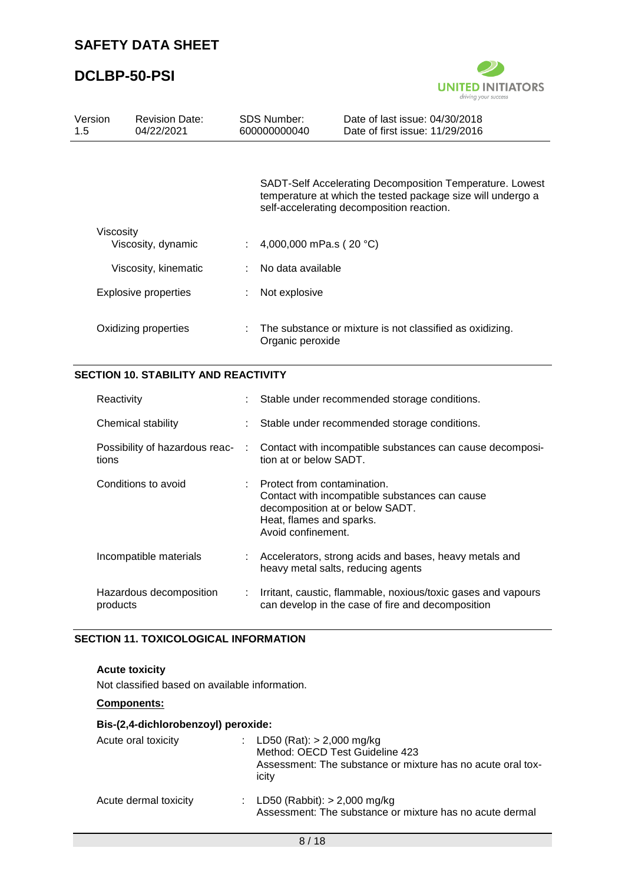SADT-Self Accelerating Decomposition Temperature. Lowest temperature at which the tested package size will undergo a self-accelerating decomposition reaction.

| | | |
|---|---|---|
| Viscosity | | |
| Viscosity, dynamic | : | 4,000,000 mPa.s ( 20 °C) |
| Viscosity, kinematic | : | No data available |
| Explosive properties | : | Not explosive |
| Oxidizing properties | : | The substance or mixture is not classified as oxidizing. Organic peroxide |

## SECTION 10. STABILITY AND REACTIVITY

| | | |
|---|---|---|
| Reactivity | : | Stable under recommended storage conditions. |
| Chemical stability | : | Stable under recommended storage conditions. |
| Possibility of hazardous reactions | : | Contact with incompatible substances can cause decomposition at or below SADT. |
| Conditions to avoid | : | Protect from contamination.<br>Contact with incompatible substances can cause decomposition at or below SADT.<br>Heat, flames and sparks.<br>Avoid confinement. |
| Incompatible materials | : | Accelerators, strong acids and bases, heavy metals and heavy metal salts, reducing agents |
| Hazardous decomposition products | : | Irritant, caustic, flammable, noxious/toxic gases and vapours can develop in the case of fire and decomposition |

## SECTION 11. TOXICOLOGICAL INFORMATION

**Acute toxicity**

Not classified based on available information.

**Components:**

**Bis-(2,4-dichlorobenzoyl) peroxide:**

| | | |
|---|---|---|
| Acute oral toxicity | : | LD50 (Rat): > 2,000 mg/kg<br>Method: OECD Test Guideline 423<br>Assessment: The substance or mixture has no acute oral toxicity |
| Acute dermal toxicity | : | LD50 (Rabbit): > 2,000 mg/kg<br>Assessment: The substance or mixture has no acute dermal |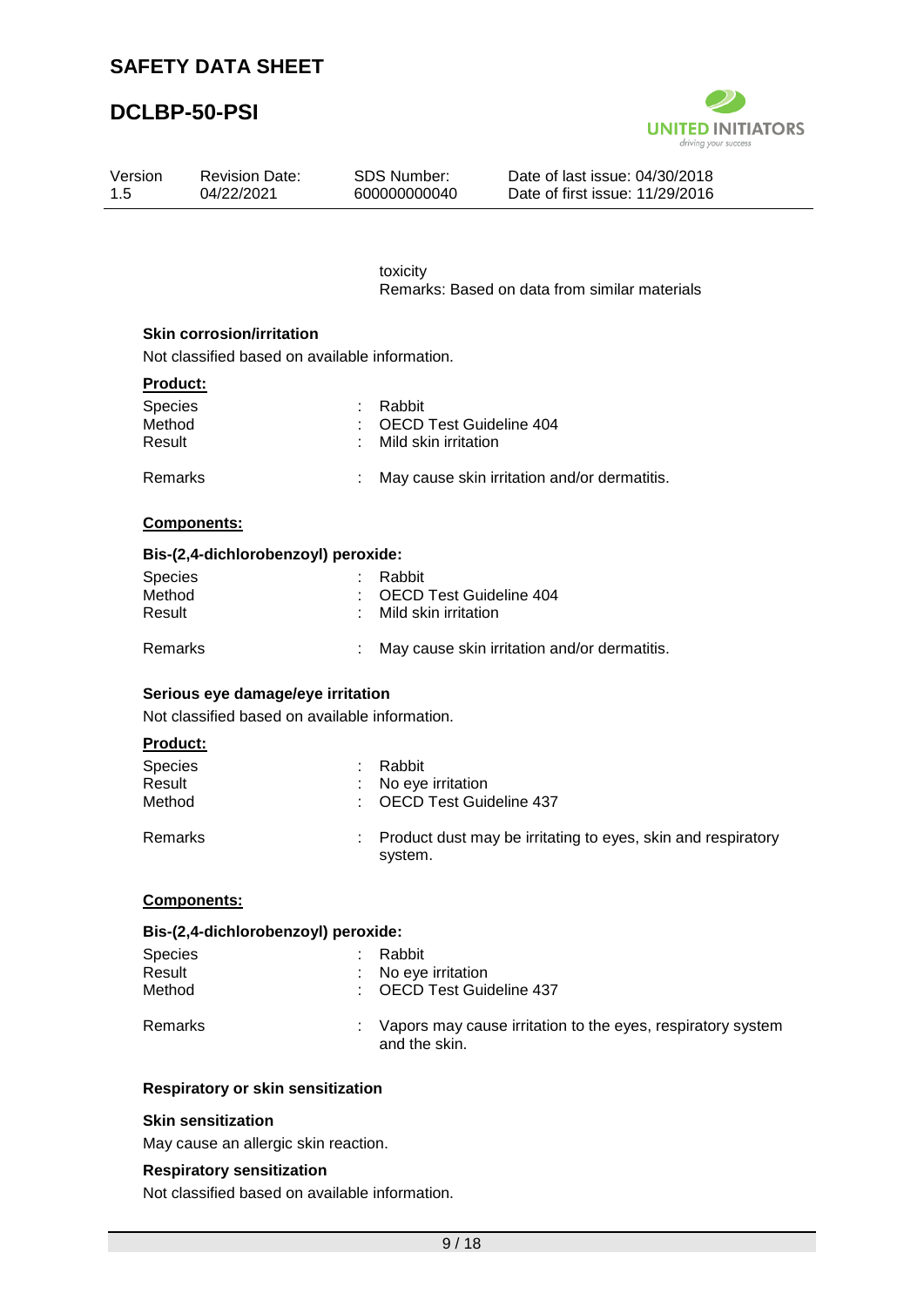toxicity
Remarks: Based on data from similar materials

**Skin corrosion/irritation**

Not classified based on available information.

**Product:**

| | | |
|---|---|---|
| Species | : | Rabbit |
| Method | : | OECD Test Guideline 404 |
| Result | : | Mild skin irritation |
| Remarks | : | May cause skin irritation and/or dermatitis. |

**Components:**

**Bis-(2,4-dichlorobenzoyl) peroxide:**

| | | |
|---|---|---|
| Species | : | Rabbit |
| Method | : | OECD Test Guideline 404 |
| Result | : | Mild skin irritation |
| Remarks | : | May cause skin irritation and/or dermatitis. |

**Serious eye damage/eye irritation**

Not classified based on available information.

**Product:**

| | | |
|---|---|---|
| Species | : | Rabbit |
| Result | : | No eye irritation |
| Method | : | OECD Test Guideline 437 |
| Remarks | : | Product dust may be irritating to eyes, skin and respiratory system. |

**Components:**

**Bis-(2,4-dichlorobenzoyl) peroxide:**

| | | |
|---|---|---|
| Species | : | Rabbit |
| Result | : | No eye irritation |
| Method | : | OECD Test Guideline 437 |
| Remarks | : | Vapors may cause irritation to the eyes, respiratory system and the skin. |

**Respiratory or skin sensitization**

**Skin sensitization**

May cause an allergic skin reaction.

**Respiratory sensitization**

Not classified based on available information.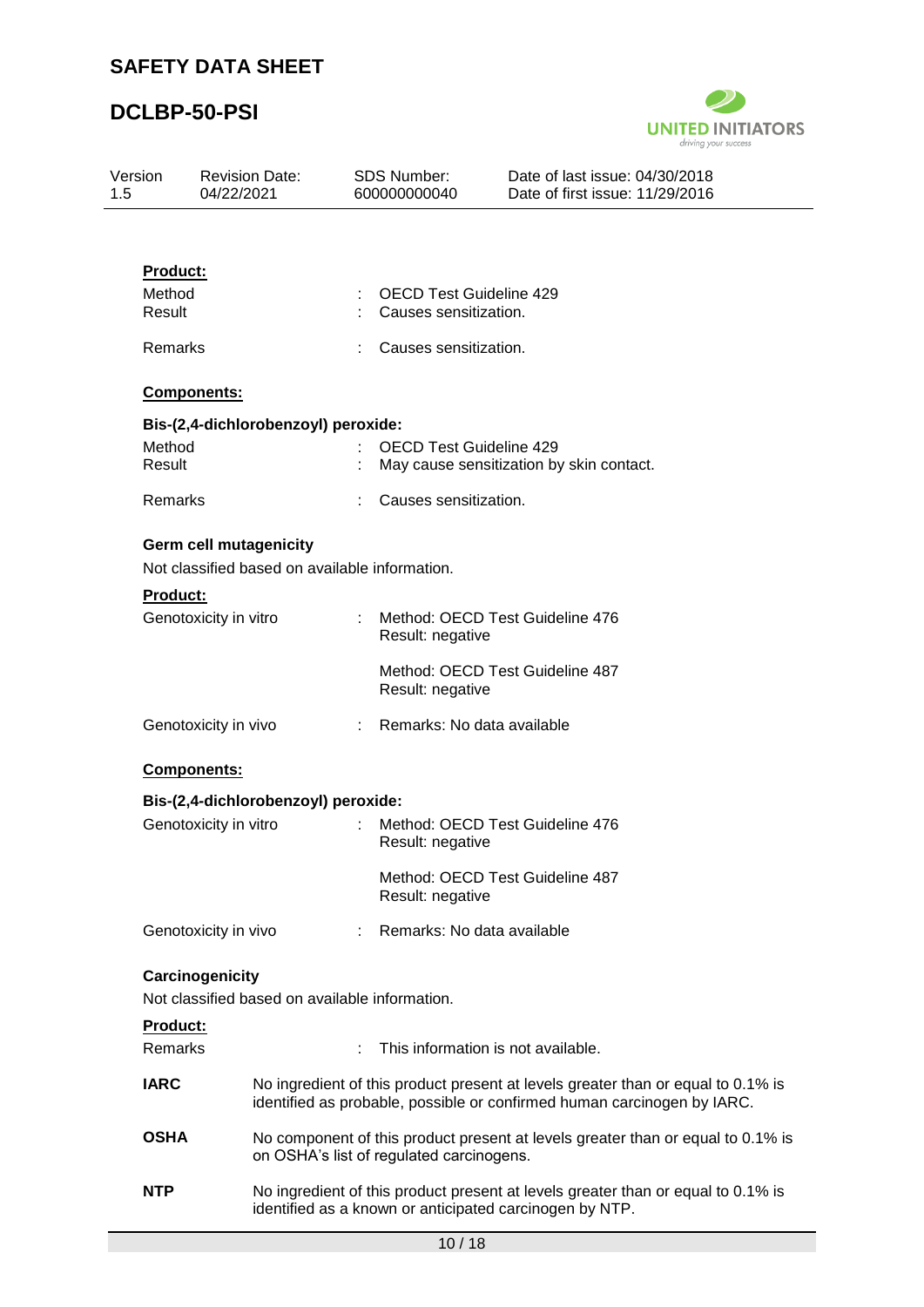**Product:**

| | | |
|---|---|---|
| Method | : | OECD Test Guideline 429 |
| Result | : | Causes sensitization. |
| Remarks | : | Causes sensitization. |

**Components:**

**Bis-(2,4-dichlorobenzoyl) peroxide:**

| | | |
|---|---|---|
| Method | : | OECD Test Guideline 429 |
| Result | : | May cause sensitization by skin contact. |
| Remarks | : | Causes sensitization. |

**Germ cell mutagenicity**

Not classified based on available information.

**Product:**

| | | |
|---|---|---|
| Genotoxicity in vitro | : | Method: OECD Test Guideline 476<br>Result: negative<br><br>Method: OECD Test Guideline 487<br>Result: negative |
| Genotoxicity in vivo | : | Remarks: No data available |

**Components:**

**Bis-(2,4-dichlorobenzoyl) peroxide:**

| | | |
|---|---|---|
| Genotoxicity in vitro | : | Method: OECD Test Guideline 476<br>Result: negative<br><br>Method: OECD Test Guideline 487<br>Result: negative |
| Genotoxicity in vivo | : | Remarks: No data available |

**Carcinogenicity**

Not classified based on available information.

**Product:**

| | | |
|---|---|---|
| Remarks | : | This information is not available. |

| | |
|---|---|
| **IARC** | No ingredient of this product present at levels greater than or equal to 0.1% is identified as probable, possible or confirmed human carcinogen by IARC. |
| **OSHA** | No component of this product present at levels greater than or equal to 0.1% is on OSHA's list of regulated carcinogens. |
| **NTP** | No ingredient of this product present at levels greater than or equal to 0.1% is identified as a known or anticipated carcinogen by NTP. |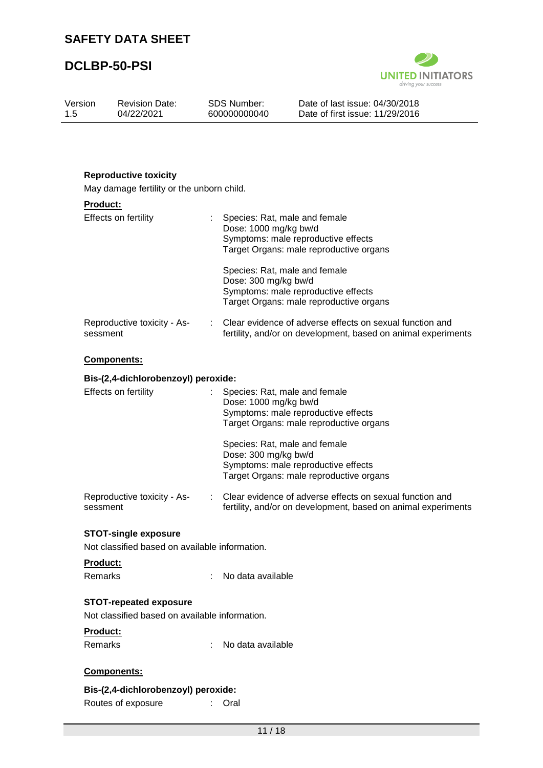**Reproductive toxicity**

May damage fertility or the unborn child.

**Product:**

| | | |
|---|---|---|
| Effects on fertility | : | Species: Rat, male and female<br>Dose: 1000 mg/kg bw/d<br>Symptoms: male reproductive effects<br>Target Organs: male reproductive organs |
| | | Species: Rat, male and female<br>Dose: 300 mg/kg bw/d<br>Symptoms: male reproductive effects<br>Target Organs: male reproductive organs |
| Reproductive toxicity - Assessment | : | Clear evidence of adverse effects on sexual function and fertility, and/or on development, based on animal experiments |

**Components:**

**Bis-(2,4-dichlorobenzoyl) peroxide:**

| | | |
|---|---|---|
| Effects on fertility | : | Species: Rat, male and female<br>Dose: 1000 mg/kg bw/d<br>Symptoms: male reproductive effects<br>Target Organs: male reproductive organs |
| | | Species: Rat, male and female<br>Dose: 300 mg/kg bw/d<br>Symptoms: male reproductive effects<br>Target Organs: male reproductive organs |
| Reproductive toxicity - Assessment | : | Clear evidence of adverse effects on sexual function and fertility, and/or on development, based on animal experiments |

**STOT-single exposure**

Not classified based on available information.

**Product:**

Remarks : No data available

**STOT-repeated exposure**

Not classified based on available information.

**Product:**

Remarks : No data available

**Components:**

**Bis-(2,4-dichlorobenzoyl) peroxide:**

Routes of exposure : Oral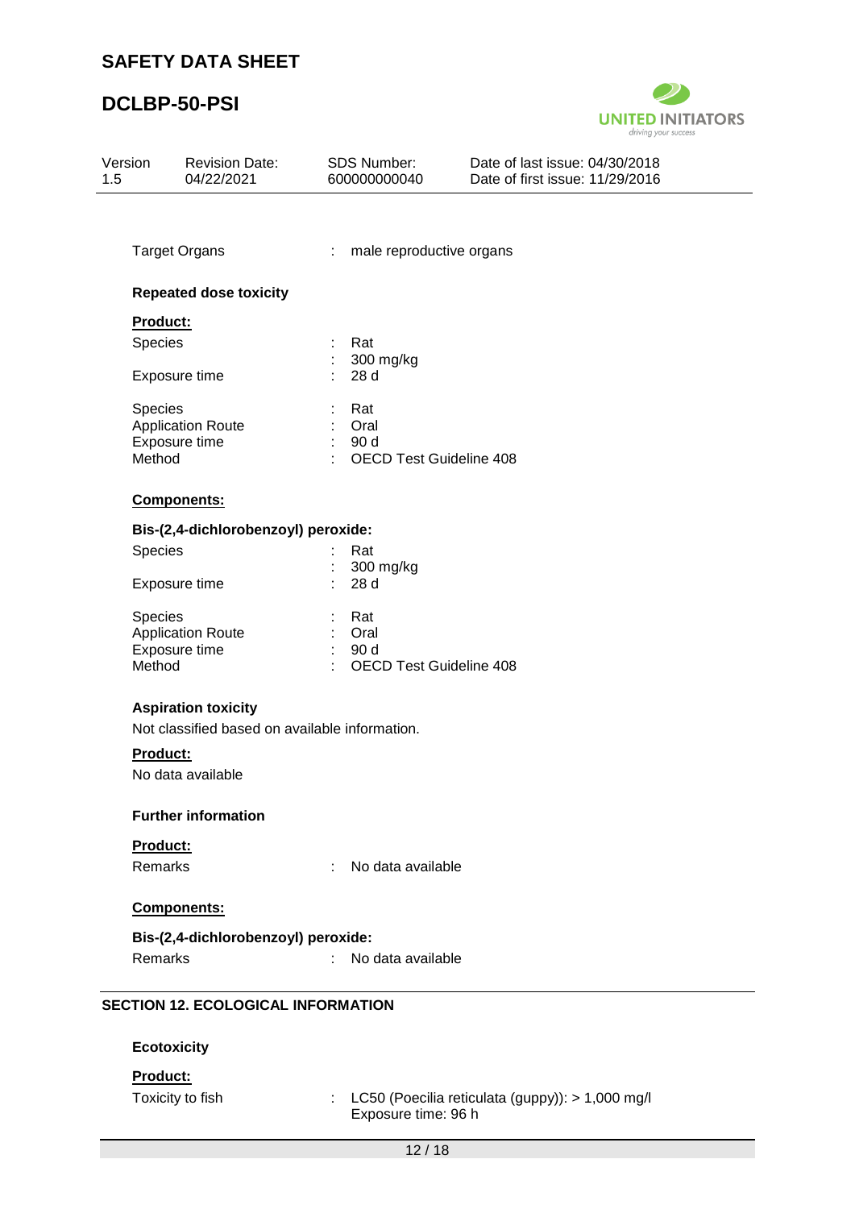Target Organs : male reproductive organs

**Repeated dose toxicity**

**Product:**

| | | |
|---|---|---|
| Species | : | Rat |
| | : | 300 mg/kg |
| Exposure time | : | 28 d |

| | | |
|---|---|---|
| Species | : | Rat |
| Application Route | : | Oral |
| Exposure time | : | 90 d |
| Method | : | OECD Test Guideline 408 |

**Components:**

**Bis-(2,4-dichlorobenzoyl) peroxide:**

| | | |
|---|---|---|
| Species | : | Rat |
| | : | 300 mg/kg |
| Exposure time | : | 28 d |

| | | |
|---|---|---|
| Species | : | Rat |
| Application Route | : | Oral |
| Exposure time | : | 90 d |
| Method | : | OECD Test Guideline 408 |

**Aspiration toxicity**

Not classified based on available information.

**Product:**

No data available

**Further information**

**Product:**

Remarks : No data available

**Components:**

**Bis-(2,4-dichlorobenzoyl) peroxide:**

Remarks : No data available

## SECTION 12. ECOLOGICAL INFORMATION

**Ecotoxicity**

**Product:**

Toxicity to fish : LC50 (Poecilia reticulata (guppy)): > 1,000 mg/l
Exposure time: 96 h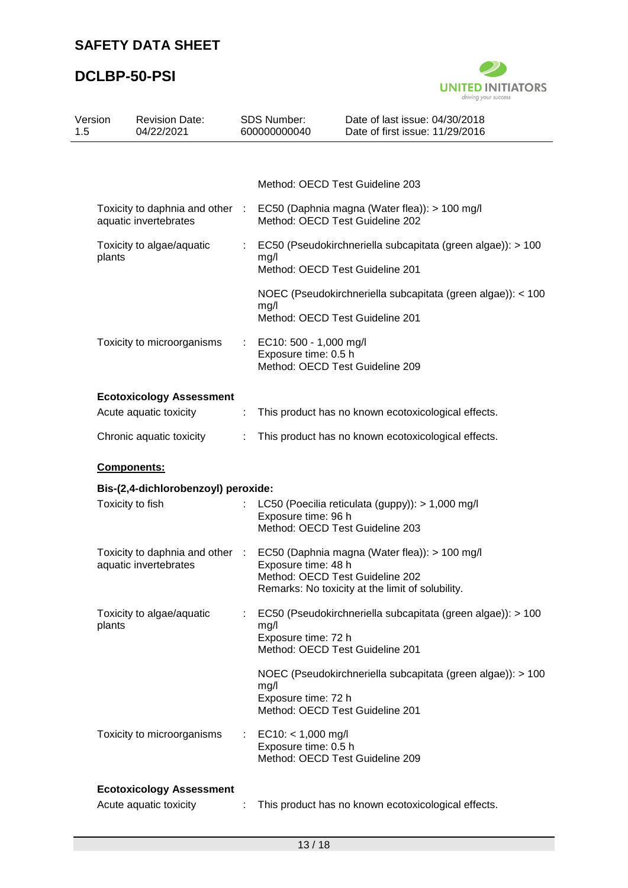Method: OECD Test Guideline 203

| | | |
|---|---|---|
| Toxicity to daphnia and other aquatic invertebrates | : | EC50 (Daphnia magna (Water flea)): > 100 mg/l<br>Method: OECD Test Guideline 202 |
| Toxicity to algae/aquatic plants | : | EC50 (Pseudokirchneriella subcapitata (green algae)): > 100 mg/l<br>Method: OECD Test Guideline 201 |
| | | NOEC (Pseudokirchneriella subcapitata (green algae)): < 100 mg/l<br>Method: OECD Test Guideline 201 |
| Toxicity to microorganisms | : | EC10: 500 - 1,000 mg/l<br>Exposure time: 0.5 h<br>Method: OECD Test Guideline 209 |

**Ecotoxicology Assessment**

| | | |
|---|---|---|
| Acute aquatic toxicity | : | This product has no known ecotoxicological effects. |
| Chronic aquatic toxicity | : | This product has no known ecotoxicological effects. |

**Components:**

**Bis-(2,4-dichlorobenzoyl) peroxide:**

| | | |
|---|---|---|
| Toxicity to fish | : | LC50 (Poecilia reticulata (guppy)): > 1,000 mg/l<br>Exposure time: 96 h<br>Method: OECD Test Guideline 203 |
| Toxicity to daphnia and other aquatic invertebrates | : | EC50 (Daphnia magna (Water flea)): > 100 mg/l<br>Exposure time: 48 h<br>Method: OECD Test Guideline 202<br>Remarks: No toxicity at the limit of solubility. |
| Toxicity to algae/aquatic plants | : | EC50 (Pseudokirchneriella subcapitata (green algae)): > 100 mg/l<br>Exposure time: 72 h<br>Method: OECD Test Guideline 201 |
| | | NOEC (Pseudokirchneriella subcapitata (green algae)): > 100 mg/l<br>Exposure time: 72 h<br>Method: OECD Test Guideline 201 |
| Toxicity to microorganisms | : | EC10: < 1,000 mg/l<br>Exposure time: 0.5 h<br>Method: OECD Test Guideline 209 |

**Ecotoxicology Assessment**

| | | |
|---|---|---|
| Acute aquatic toxicity | : | This product has no known ecotoxicological effects. |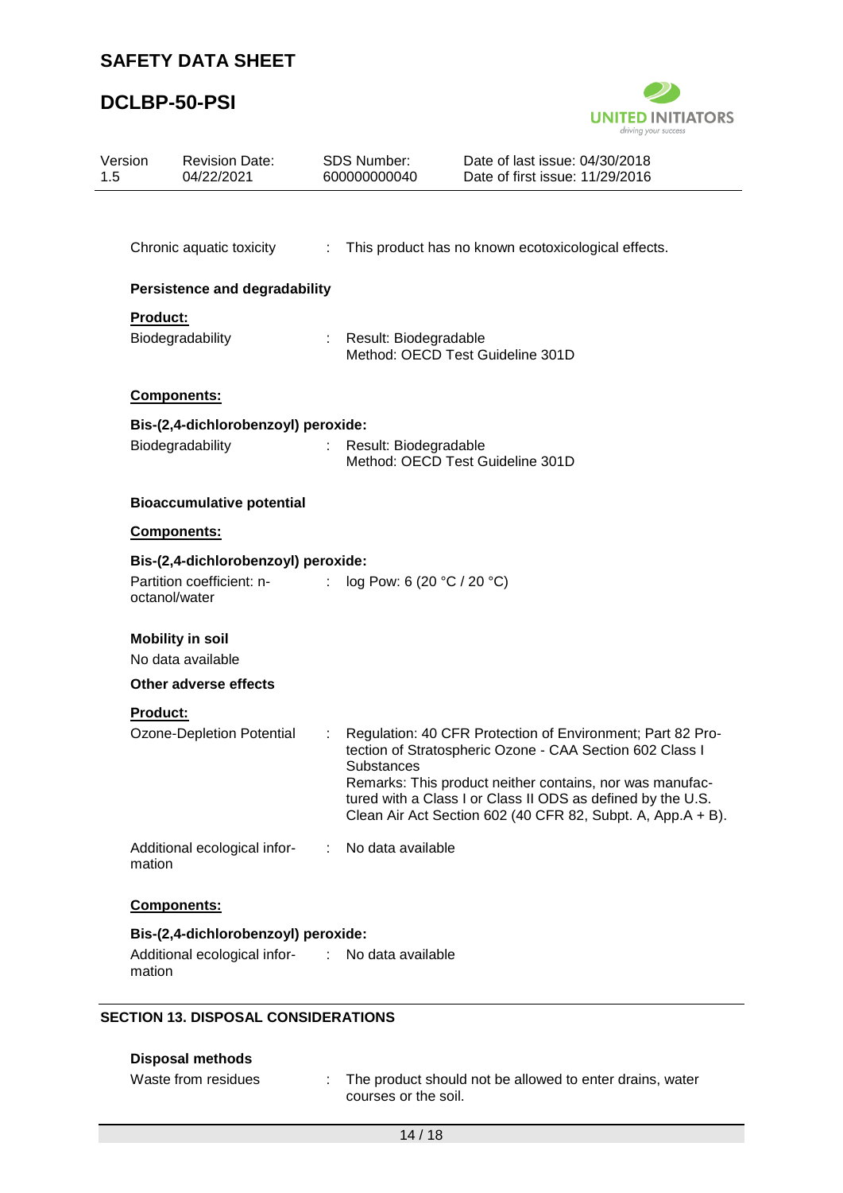Chronic aquatic toxicity : This product has no known ecotoxicological effects.

**Persistence and degradability**

**Product:**

Biodegradability : Result: Biodegradable
Method: OECD Test Guideline 301D

**Components:**

**Bis-(2,4-dichlorobenzoyl) peroxide:**

Biodegradability : Result: Biodegradable
Method: OECD Test Guideline 301D

**Bioaccumulative potential**

**Components:**

**Bis-(2,4-dichlorobenzoyl) peroxide:**

Partition coefficient: n-octanol/water : log Pow: 6 (20 °C / 20 °C)

**Mobility in soil**

No data available

**Other adverse effects**

**Product:**

Ozone-Depletion Potential : Regulation: 40 CFR Protection of Environment; Part 82 Protection of Stratospheric Ozone - CAA Section 602 Class I Substances
Remarks: This product neither contains, nor was manufactured with a Class I or Class II ODS as defined by the U.S. Clean Air Act Section 602 (40 CFR 82, Subpt. A, App.A + B).

Additional ecological information : No data available

**Components:**

**Bis-(2,4-dichlorobenzoyl) peroxide:**

Additional ecological information : No data available

## SECTION 13. DISPOSAL CONSIDERATIONS

**Disposal methods**

Waste from residues : The product should not be allowed to enter drains, water courses or the soil.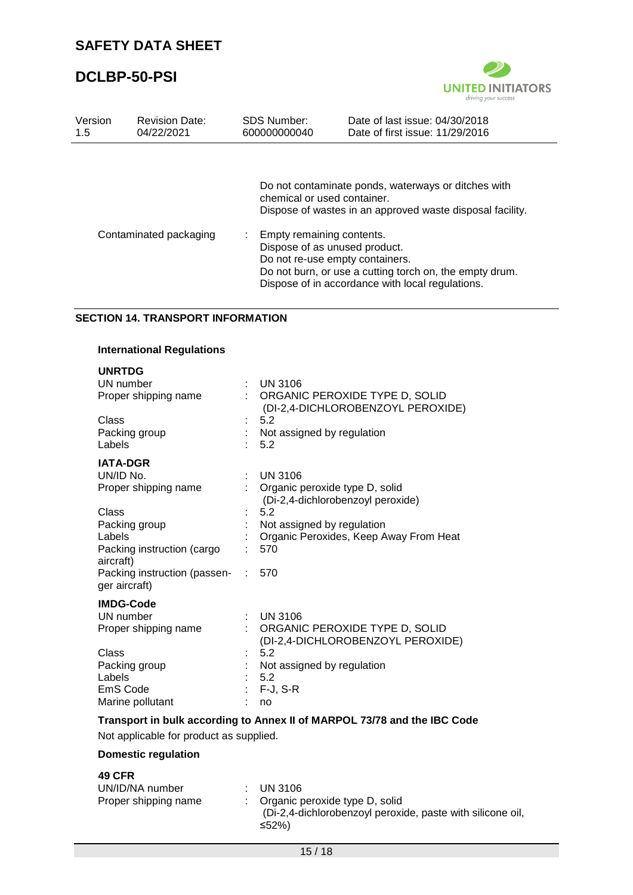Do not contaminate ponds, waterways or ditches with chemical or used container.
Dispose of wastes in an approved waste disposal facility.

| | | |
|---|---|---|
| Contaminated packaging | : | Empty remaining contents.<br>Dispose of as unused product.<br>Do not re-use empty containers.<br>Do not burn, or use a cutting torch on, the empty drum.<br>Dispose of in accordance with local regulations. |

## SECTION 14. TRANSPORT INFORMATION

### International Regulations

**UNRTDG**

| | | |
|---|---|---|
| UN number | : | UN 3106 |
| Proper shipping name | : | ORGANIC PEROXIDE TYPE D, SOLID (DI-2,4-DICHLOROBENZOYL PEROXIDE) |
| Class | : | 5.2 |
| Packing group | : | Not assigned by regulation |
| Labels | : | 5.2 |

**IATA-DGR**

| | | |
|---|---|---|
| UN/ID No. | : | UN 3106 |
| Proper shipping name | : | Organic peroxide type D, solid (Di-2,4-dichlorobenzoyl peroxide) |
| Class | : | 5.2 |
| Packing group | : | Not assigned by regulation |
| Labels | : | Organic Peroxides, Keep Away From Heat |
| Packing instruction (cargo aircraft) | : | 570 |
| Packing instruction (passenger aircraft) | : | 570 |

**IMDG-Code**

| | | |
|---|---|---|
| UN number | : | UN 3106 |
| Proper shipping name | : | ORGANIC PEROXIDE TYPE D, SOLID (DI-2,4-DICHLOROBENZOYL PEROXIDE) |
| Class | : | 5.2 |
| Packing group | : | Not assigned by regulation |
| Labels | : | 5.2 |
| EmS Code | : | F-J, S-R |
| Marine pollutant | : | no |

**Transport in bulk according to Annex II of MARPOL 73/78 and the IBC Code**

Not applicable for product as supplied.

### Domestic regulation

**49 CFR**

| | | |
|---|---|---|
| UN/ID/NA number | : | UN 3106 |
| Proper shipping name | : | Organic peroxide type D, solid (Di-2,4-dichlorobenzoyl peroxide, paste with silicone oil, ≤52%) |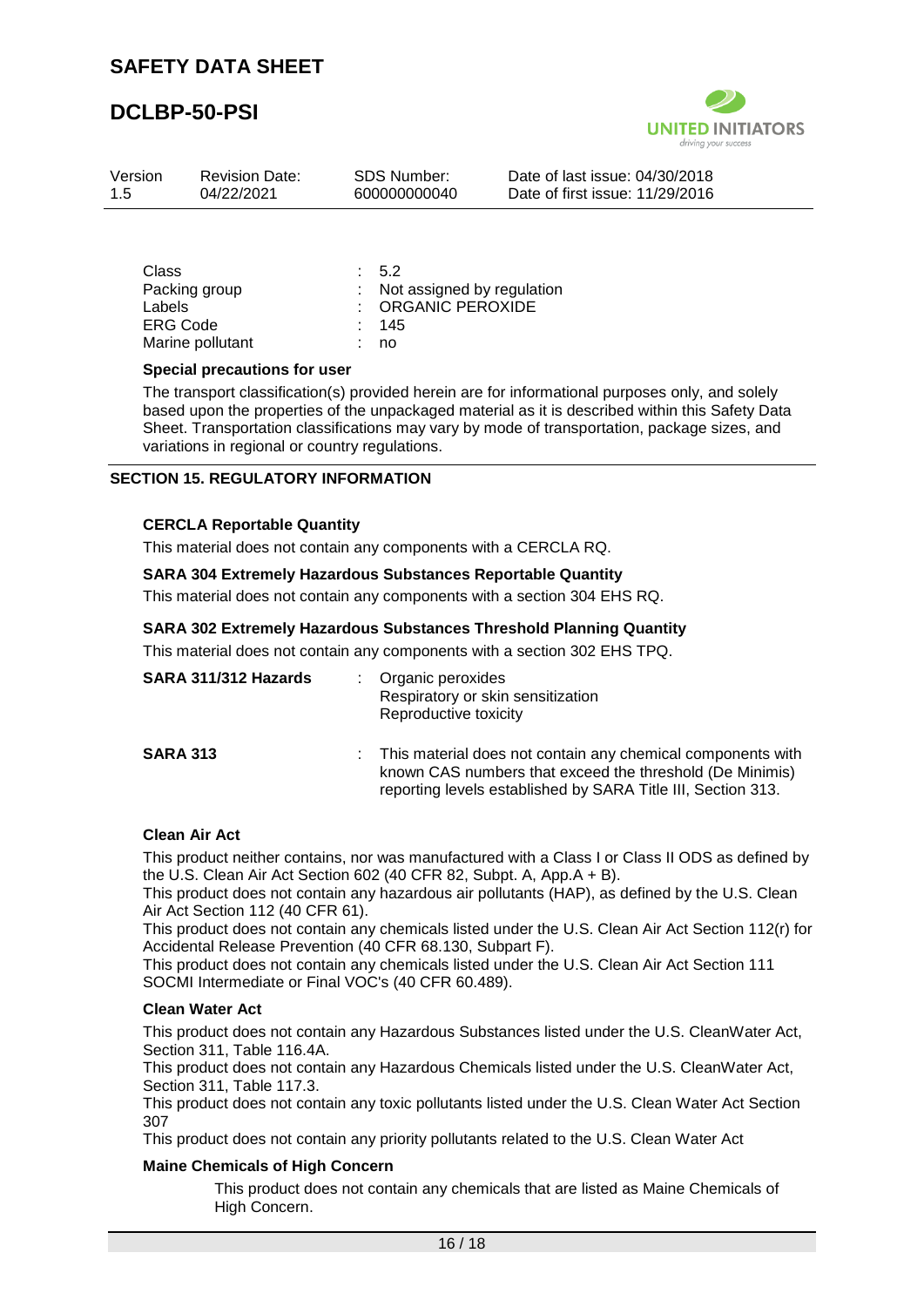| | | |
|---|---|---|
| Class | : | 5.2 |
| Packing group | : | Not assigned by regulation |
| Labels | : | ORGANIC PEROXIDE |
| ERG Code | : | 145 |
| Marine pollutant | : | no |

**Special precautions for user**

The transport classification(s) provided herein are for informational purposes only, and solely based upon the properties of the unpackaged material as it is described within this Safety Data Sheet. Transportation classifications may vary by mode of transportation, package sizes, and variations in regional or country regulations.

## SECTION 15. REGULATORY INFORMATION

**CERCLA Reportable Quantity**

This material does not contain any components with a CERCLA RQ.

**SARA 304 Extremely Hazardous Substances Reportable Quantity**

This material does not contain any components with a section 304 EHS RQ.

**SARA 302 Extremely Hazardous Substances Threshold Planning Quantity**

This material does not contain any components with a section 302 EHS TPQ.

| | | |
|---|---|---|
| **SARA 311/312 Hazards** | : | Organic peroxides<br>Respiratory or skin sensitization<br>Reproductive toxicity |
| **SARA 313** | : | This material does not contain any chemical components with known CAS numbers that exceed the threshold (De Minimis) reporting levels established by SARA Title III, Section 313. |

**Clean Air Act**

This product neither contains, nor was manufactured with a Class I or Class II ODS as defined by the U.S. Clean Air Act Section 602 (40 CFR 82, Subpt. A, App.A + B).
This product does not contain any hazardous air pollutants (HAP), as defined by the U.S. Clean Air Act Section 112 (40 CFR 61).
This product does not contain any chemicals listed under the U.S. Clean Air Act Section 112(r) for Accidental Release Prevention (40 CFR 68.130, Subpart F).
This product does not contain any chemicals listed under the U.S. Clean Air Act Section 111 SOCMI Intermediate or Final VOC's (40 CFR 60.489).

**Clean Water Act**

This product does not contain any Hazardous Substances listed under the U.S. CleanWater Act, Section 311, Table 116.4A.
This product does not contain any Hazardous Chemicals listed under the U.S. CleanWater Act, Section 311, Table 117.3.
This product does not contain any toxic pollutants listed under the U.S. Clean Water Act Section 307
This product does not contain any priority pollutants related to the U.S. Clean Water Act

**Maine Chemicals of High Concern**

This product does not contain any chemicals that are listed as Maine Chemicals of High Concern.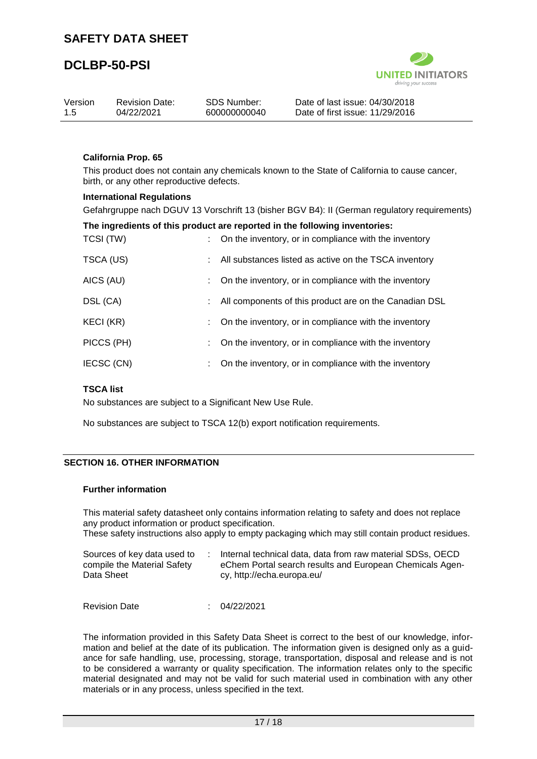**California Prop. 65**

This product does not contain any chemicals known to the State of California to cause cancer, birth, or any other reproductive defects.

**International Regulations**

Gefahrgruppe nach DGUV 13 Vorschrift 13 (bisher BGV B4): II (German regulatory requirements)

**The ingredients of this product are reported in the following inventories:**

| | | |
|---|---|---|
| TCSI (TW) | : | On the inventory, or in compliance with the inventory |
| TSCA (US) | : | All substances listed as active on the TSCA inventory |
| AICS (AU) | : | On the inventory, or in compliance with the inventory |
| DSL (CA) | : | All components of this product are on the Canadian DSL |
| KECI (KR) | : | On the inventory, or in compliance with the inventory |
| PICCS (PH) | : | On the inventory, or in compliance with the inventory |
| IECSC (CN) | : | On the inventory, or in compliance with the inventory |

**TSCA list**

No substances are subject to a Significant New Use Rule.

No substances are subject to TSCA 12(b) export notification requirements.

## SECTION 16. OTHER INFORMATION

**Further information**

This material safety datasheet only contains information relating to safety and does not replace any product information or product specification.
These safety instructions also apply to empty packaging which may still contain product residues.

| | | |
|---|---|---|
| Sources of key data used to compile the Material Safety Data Sheet | : | Internal technical data, data from raw material SDSs, OECD eChem Portal search results and European Chemicals Agency, http://echa.europa.eu/ |
| Revision Date | : | 04/22/2021 |

The information provided in this Safety Data Sheet is correct to the best of our knowledge, information and belief at the date of its publication. The information given is designed only as a guidance for safe handling, use, processing, storage, transportation, disposal and release and is not to be considered a warranty or quality specification. The information relates only to the specific material designated and may not be valid for such material used in combination with any other materials or in any process, unless specified in the text.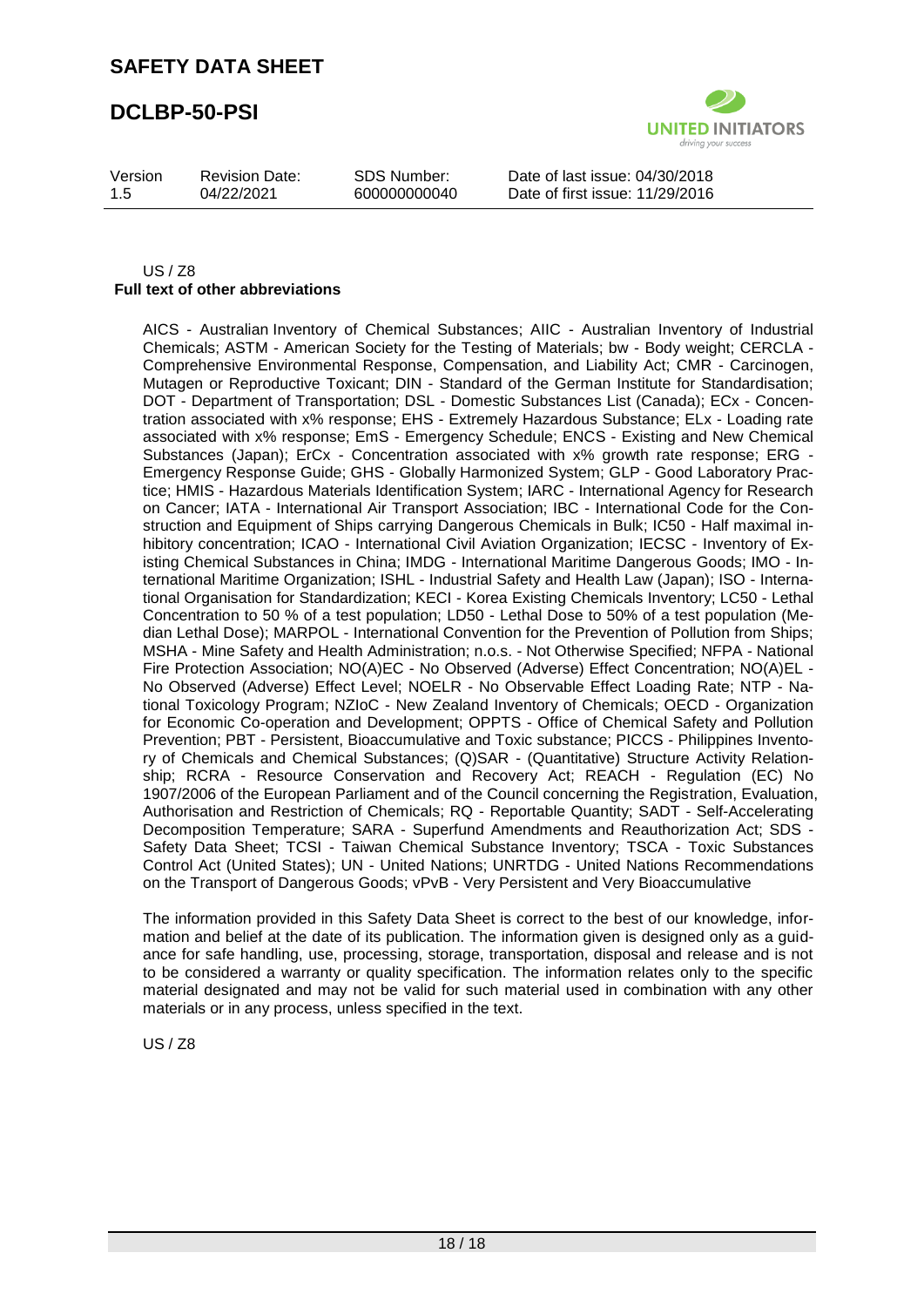US / Z8

**Full text of other abbreviations**

AICS - Australian Inventory of Chemical Substances; AIIC - Australian Inventory of Industrial Chemicals; ASTM - American Society for the Testing of Materials; bw - Body weight; CERCLA - Comprehensive Environmental Response, Compensation, and Liability Act; CMR - Carcinogen, Mutagen or Reproductive Toxicant; DIN - Standard of the German Institute for Standardisation; DOT - Department of Transportation; DSL - Domestic Substances List (Canada); ECx - Concentration associated with x% response; EHS - Extremely Hazardous Substance; ELx - Loading rate associated with x% response; EmS - Emergency Schedule; ENCS - Existing and New Chemical Substances (Japan); ErCx - Concentration associated with x% growth rate response; ERG - Emergency Response Guide; GHS - Globally Harmonized System; GLP - Good Laboratory Practice; HMIS - Hazardous Materials Identification System; IARC - International Agency for Research on Cancer; IATA - International Air Transport Association; IBC - International Code for the Construction and Equipment of Ships carrying Dangerous Chemicals in Bulk; IC50 - Half maximal inhibitory concentration; ICAO - International Civil Aviation Organization; IECSC - Inventory of Existing Chemical Substances in China; IMDG - International Maritime Dangerous Goods; IMO - International Maritime Organization; ISHL - Industrial Safety and Health Law (Japan); ISO - International Organisation for Standardization; KECI - Korea Existing Chemicals Inventory; LC50 - Lethal Concentration to 50 % of a test population; LD50 - Lethal Dose to 50% of a test population (Median Lethal Dose); MARPOL - International Convention for the Prevention of Pollution from Ships; MSHA - Mine Safety and Health Administration; n.o.s. - Not Otherwise Specified; NFPA - National Fire Protection Association; NO(A)EC - No Observed (Adverse) Effect Concentration; NO(A)EL - No Observed (Adverse) Effect Level; NOELR - No Observable Effect Loading Rate; NTP - National Toxicology Program; NZIoC - New Zealand Inventory of Chemicals; OECD - Organization for Economic Co-operation and Development; OPPTS - Office of Chemical Safety and Pollution Prevention; PBT - Persistent, Bioaccumulative and Toxic substance; PICCS - Philippines Inventory of Chemicals and Chemical Substances; (Q)SAR - (Quantitative) Structure Activity Relationship; RCRA - Resource Conservation and Recovery Act; REACH - Regulation (EC) No 1907/2006 of the European Parliament and of the Council concerning the Registration, Evaluation, Authorisation and Restriction of Chemicals; RQ - Reportable Quantity; SADT - Self-Accelerating Decomposition Temperature; SARA - Superfund Amendments and Reauthorization Act; SDS - Safety Data Sheet; TCSI - Taiwan Chemical Substance Inventory; TSCA - Toxic Substances Control Act (United States); UN - United Nations; UNRTDG - United Nations Recommendations on the Transport of Dangerous Goods; vPvB - Very Persistent and Very Bioaccumulative

The information provided in this Safety Data Sheet is correct to the best of our knowledge, information and belief at the date of its publication. The information given is designed only as a guidance for safe handling, use, processing, storage, transportation, disposal and release and is not to be considered a warranty or quality specification. The information relates only to the specific material designated and may not be valid for such material used in combination with any other materials or in any process, unless specified in the text.

US / Z8